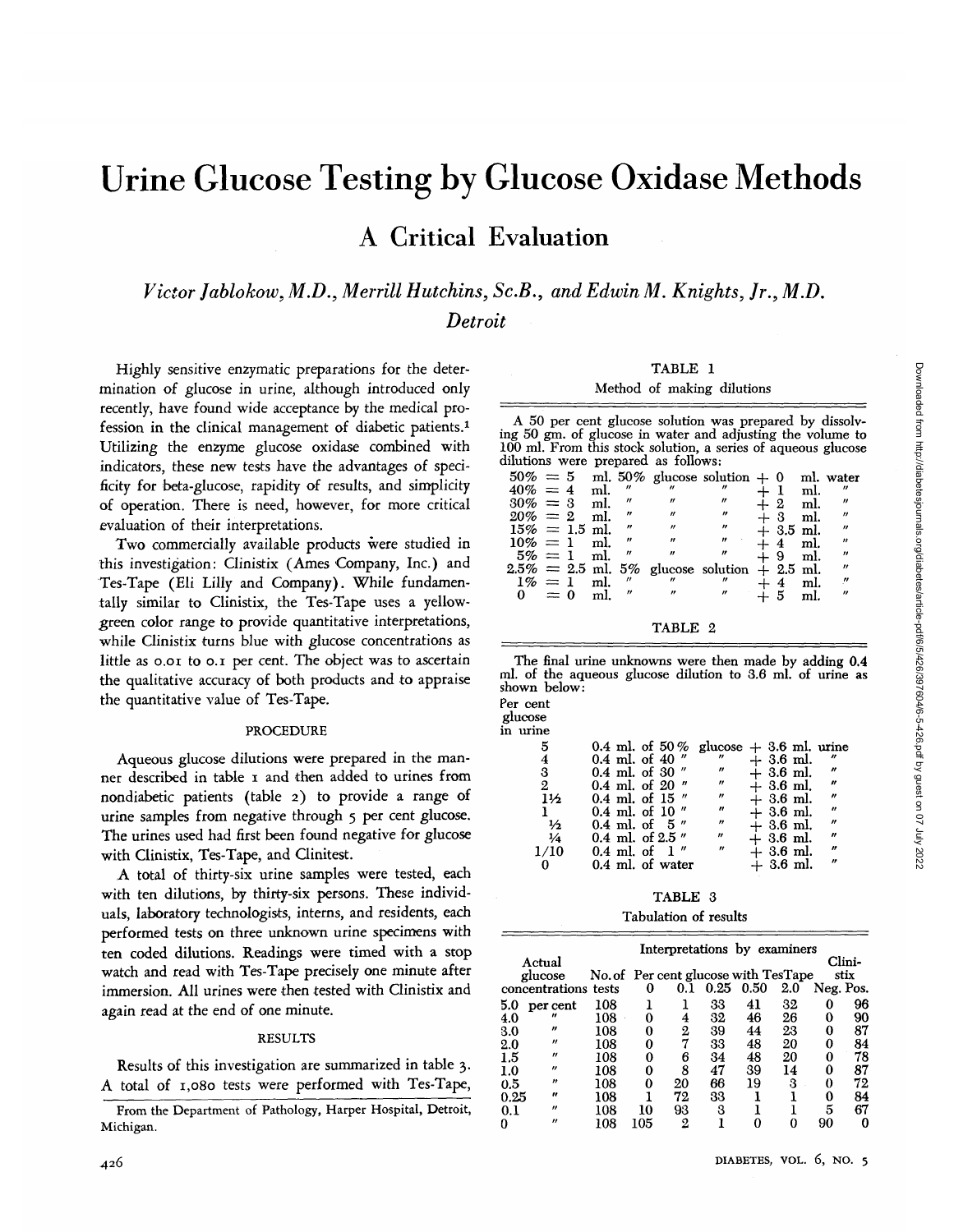# Urine Glucose Testing by Glucose Oxidase Methods

## A Critical Evaluation

*Victor Jablokow, M.D., Merrill Hutchins, Sc.B., and Edwin M. Knights, Jr., M.D.*

*Detroit*

Highly sensitive enzymatic preparations for the determination of glucose in urine, although introduced only recently, have found wide acceptance by the medical profession in the clinical management of diabetic patients.[1] Utilizing the enzyme glucose oxidase combined with indicators, these new tests have the advantages of specificity for beta-glucose, rapidity of results, and simplicity of operation. There is need, however, for more critical evaluation of their interpretations.

Two commercially available products were studied in this investigation: Clinistix (Ames Company, Inc.) and Tes-Tape (Eli Lilly and Company). While fundamentally similar to Clinistix, the Tes-Tape uses a yellow-green color range to provide quantitative interpretations, while Clinistix turns blue with glucose concentrations as little as 0.01 to 0.1 per cent. The object was to ascertain the qualitative accuracy of both products and to appraise the quantitative value of Tes-Tape.

### PROCEDURE

Aqueous glucose dilutions were prepared in the manner described in table 1 and then added to urines from nondiabetic patients (table 2) to provide a range of urine samples from negative through 5 per cent glucose. The urines used had first been found negative for glucose with Clinistix, Tes-Tape, and Clinitest.

A total of thirty-six urine samples were tested, each with ten dilutions, by thirty-six persons. These individuals, laboratory technologists, interns, and residents, each performed tests on three unknown urine specimens with ten coded dilutions. Readings were timed with a stop watch and read with Tes-Tape precisely one minute after immersion. All urines were then tested with Clinistix and again read at the end of one minute.

### RESULTS

Results of this investigation are summarized in table 3. A total of 1,080 tests were performed with Tes-Tape,

From the Department of Pathology, Harper Hospital, Detroit, Michigan.

TABLE 1

Method of making dilutions

A 50 per cent glucose solution was prepared by dissolving 50 gm. of glucose in water and adjusting the volume to 100 ml. From this stock solution, a series of aqueous glucose dilutions were prepared as follows:

| Dilution | Amount | Solution | Water |
|---|---|---|---|
| 50% = | 5 ml. | 50% glucose solution | + 0 ml. water |
| 40% = | 4 ml. | " " " | + 1 ml. " |
| 30% = | 3 ml. | " " " | + 2 ml. " |
| 20% = | 2 ml. | " " " | + 3 ml. " |
| 15% = | 1.5 ml. | " " " | + 3.5 ml. " |
| 10% = | 1 ml. | " " " | + 4 ml. " |
| 5% = | 1 ml. | " " " | + 9 ml. " |
| 2.5% = | 2.5 ml. | 5% glucose solution | + 2.5 ml. " |
| 1% = | 1 ml. | " " " | + 4 ml. " |
| 0 = | 0 ml. | " " " | + 5 ml. " |

TABLE 2

The final urine unknowns were then made by adding 0.4 ml. of the aqueous glucose dilution to 3.6 ml. of urine as shown below:

| Per cent glucose in urine | | |
|---|---|---|
| 5 | 0.4 ml. of 50% glucose | + 3.6 ml. urine |
| 4 | 0.4 ml. of 40 " " | + 3.6 ml. " |
| 3 | 0.4 ml. of 30 " " | + 3.6 ml. " |
| 2 | 0.4 ml. of 20 " " | + 3.6 ml. " |
| 1½ | 0.4 ml. of 15 " " | + 3.6 ml. " |
| 1 | 0.4 ml. of 10 " " | + 3.6 ml. " |
| ½ | 0.4 ml. of 5 " " | + 3.6 ml. " |
| ¼ | 0.4 ml. of 2.5 " " | + 3.6 ml. " |
| 1/10 | 0.4 ml. of 1 " " | + 3.6 ml. " |
| 0 | 0.4 ml. of water | + 3.6 ml. " |

TABLE 3

Tabulation of results

| Actual glucose concentrations | No. of tests | Interpretations by examiners: Per cent glucose with TesTape 0 | 0.1 | 0.25 | 0.50 | 2.0 | Clinistix Neg. | Pos. |
|---|---|---|---|---|---|---|---|---|
| 5.0 per cent | 108 | 1 | 1 | 33 | 41 | 32 | 0 | 96 |
| 4.0 " | 108 | 0 | 4 | 32 | 46 | 26 | 0 | 90 |
| 3.0 " | 108 | 0 | 2 | 39 | 44 | 23 | 0 | 87 |
| 2.0 " | 108 | 0 | 7 | 33 | 48 | 20 | 0 | 84 |
| 1.5 " | 108 | 0 | 6 | 34 | 48 | 20 | 0 | 78 |
| 1.0 " | 108 | 0 | 8 | 47 | 39 | 14 | 0 | 87 |
| 0.5 " | 108 | 0 | 20 | 66 | 19 | 3 | 0 | 72 |
| 0.25 " | 108 | 1 | 72 | 33 | 1 | 1 | 0 | 84 |
| 0.1 " | 108 | 10 | 93 | 3 | 1 | 1 | 5 | 67 |
| 0 " | 108 | 105 | 2 | 1 | 0 | 0 | 90 | 0 |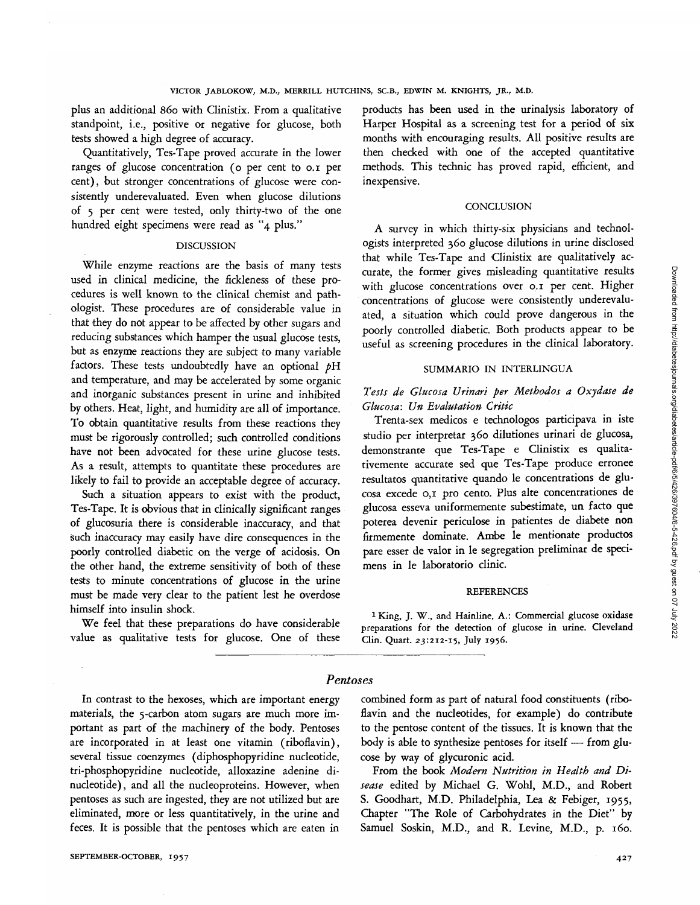plus an additional 860 with Clinistix. From a qualitative standpoint, i.e., positive or negative for glucose, both tests showed a high degree of accuracy.

Quantitatively, Tes-Tape proved accurate in the lower ranges of glucose concentration (0 per cent to 0.1 per cent), but stronger concentrations of glucose were consistently underevaluated. Even when glucose dilutions of 5 per cent were tested, only thirty-two of the one hundred eight specimens were read as "4 plus."

## DISCUSSION

While enzyme reactions are the basis of many tests used in clinical medicine, the fickleness of these procedures is well known to the clinical chemist and pathologist. These procedures are of considerable value in that they do not appear to be affected by other sugars and reducing substances which hamper the usual glucose tests, but as enzyme reactions they are subject to many variable factors. These tests undoubtedly have an optional *p*H and temperature, and may be accelerated by some organic and inorganic substances present in urine and inhibited by others. Heat, light, and humidity are all of importance. To obtain quantitative results from these reactions they must be rigorously controlled; such controlled conditions have not been advocated for these urine glucose tests. As a result, attempts to quantitate these procedures are likely to fail to provide an acceptable degree of accuracy.

Such a situation appears to exist with the product, Tes-Tape. It is obvious that in clinically significant ranges of glucosuria there is considerable inaccuracy, and that such inaccuracy may easily have dire consequences in the poorly controlled diabetic on the verge of acidosis. On the other hand, the extreme sensitivity of both of these tests to minute concentrations of glucose in the urine must be made very clear to the patient lest he overdose himself into insulin shock.

We feel that these preparations do have considerable value as qualitative tests for glucose. One of these products has been used in the urinalysis laboratory of Harper Hospital as a screening test for a period of six months with encouraging results. All positive results are then checked with one of the accepted quantitative methods. This technic has proved rapid, efficient, and inexpensive.

## CONCLUSION

A survey in which thirty-six physicians and technologists interpreted 360 glucose dilutions in urine disclosed that while Tes-Tape and Clinistix are qualitatively accurate, the former gives misleading quantitative results with glucose concentrations over 0.1 per cent. Higher concentrations of glucose were consistently underevaluated, a situation which could prove dangerous in the poorly controlled diabetic. Both products appear to be useful as screening procedures in the clinical laboratory.

## SUMMARIO IN INTERLINGUA

*Tests de Glucosa Urinari per Methodos a Oxydase de Glucosa: Un Evalutation Critic*

Trenta-sex medicos e technologos participava in iste studio per interpretar 360 dilutiones urinari de glucosa, demonstrante que Tes-Tape e Clinistix es qualitativemente accurate sed que Tes-Tape produce erronee resultatos quantitative quando le concentrationes de glucosa excede 0,1 pro cento. Plus alte concentrationes de glucosa esseva uniformemente subestimate, un facto que poterea devenir periculose in patientes de diabete non firmemente dominate. Ambe le mentionate productos pare esser de valor in le segregation preliminar de specimens in le laboratorio clinic.

## REFERENCES

[1] King, J. W., and Hainline, A.: Commercial glucose oxidase preparations for the detection of glucose in urine. Cleveland Clin. Quart. 23:212-15, July 1956.

## *Pentoses*

In contrast to the hexoses, which are important energy materials, the 5-carbon atom sugars are much more important as part of the machinery of the body. Pentoses are incorporated in at least one vitamin (riboflavin), several tissue coenzymes (diphosphopyridine nucleotide, tri-phosphopyridine nucleotide, alloxazine adenine dinucleotide), and all the nucleoproteins. However, when pentoses as such are ingested, they are not utilized but are eliminated, more or less quantitatively, in the urine and feces. It is possible that the pentoses which are eaten in combined form as part of natural food constituents (riboflavin and the nucleotides, for example) do contribute to the pentose content of the tissues. It is known that the body is able to synthesize pentoses for itself — from glucose by way of glycuronic acid.

From the book *Modern Nutrition in Health and Disease* edited by Michael G. Wohl, M.D., and Robert S. Goodhart, M.D. Philadelphia, Lea & Febiger, 1955, Chapter "The Role of Carbohydrates in the Diet" by Samuel Soskin, M.D., and R. Levine, M.D., p. 160.